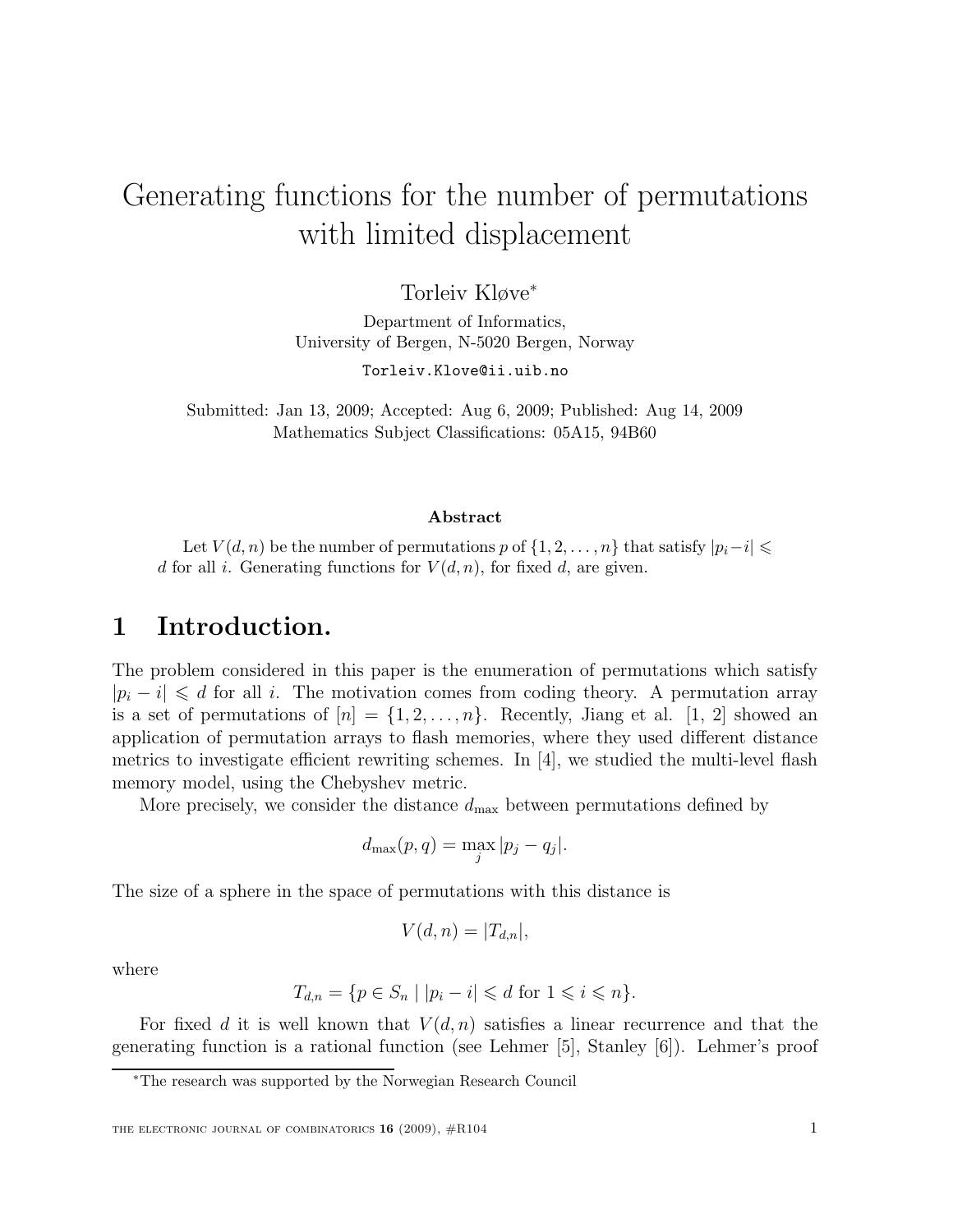# Generating functions for the number of permutations with limited displacement

Torleiv Kløve*

Department of Informatics,
University of Bergen, N-5020 Bergen, Norway

Torleiv.Klove@ii.uib.no

Submitted: Jan 13, 2009; Accepted: Aug 6, 2009; Published: Aug 14, 2009
Mathematics Subject Classifications: 05A15, 94B60

### Abstract

Let $V(d, n)$ be the number of permutations $p$ of $\{1, 2, \ldots, n\}$ that satisfy $|p_i - i| \leqslant d$ for all $i$. Generating functions for $V(d, n)$, for fixed $d$, are given.

## 1 Introduction.

The problem considered in this paper is the enumeration of permutations which satisfy $|p_i - i| \leqslant d$ for all $i$. The motivation comes from coding theory. A permutation array is a set of permutations of $[n] = \{1, 2, \ldots, n\}$. Recently, Jiang et al. [1, 2] showed an application of permutation arrays to flash memories, where they used different distance metrics to investigate efficient rewriting schemes. In [4], we studied the multi-level flash memory model, using the Chebyshev metric.

More precisely, we consider the distance $d_{\max}$ between permutations defined by

$$d_{\max}(p, q) = \max_j |p_j - q_j|.$$

The size of a sphere in the space of permutations with this distance is

$$V(d, n) = |T_{d,n}|,$$

where

$$T_{d,n} = \{p \in S_n \mid |p_i - i| \leqslant d \text{ for } 1 \leqslant i \leqslant n\}.$$

For fixed $d$ it is well known that $V(d, n)$ satisfies a linear recurrence and that the generating function is a rational function (see Lehmer [5], Stanley [6]). Lehmer's proof

*The research was supported by the Norwegian Research Council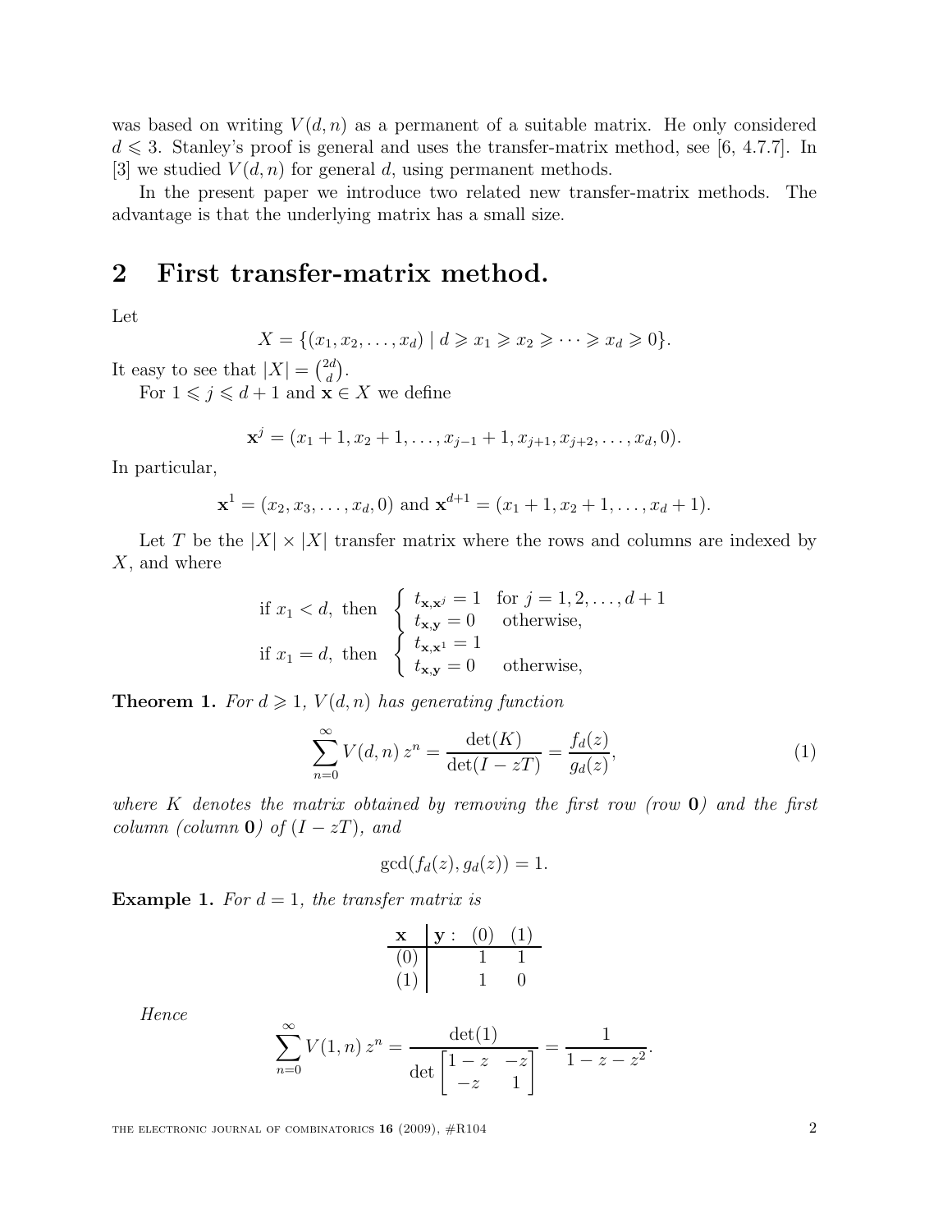was based on writing $V(d,n)$ as a permanent of a suitable matrix. He only considered $d \leqslant 3$. Stanley's proof is general and uses the transfer-matrix method, see [6, 4.7.7]. In [3] we studied $V(d,n)$ for general $d$, using permanent methods.

In the present paper we introduce two related new transfer-matrix methods. The advantage is that the underlying matrix has a small size.

## 2 First transfer-matrix method.

Let

$$X = \{(x_1, x_2, \ldots, x_d) \mid d \geqslant x_1 \geqslant x_2 \geqslant \cdots \geqslant x_d \geqslant 0\}.$$

It easy to see that $|X| = \binom{2d}{d}$.

For $1 \leqslant j \leqslant d+1$ and $\mathbf{x} \in X$ we define

$$\mathbf{x}^j = (x_1 + 1, x_2 + 1, \ldots, x_{j-1} + 1, x_{j+1}, x_{j+2}, \ldots, x_d, 0).$$

In particular,

$$\mathbf{x}^1 = (x_2, x_3, \ldots, x_d, 0) \text{ and } \mathbf{x}^{d+1} = (x_1 + 1, x_2 + 1, \ldots, x_d + 1).$$

Let $T$ be the $|X| \times |X|$ transfer matrix where the rows and columns are indexed by $X$, and where

$$\text{if } x_1 < d, \text{ then } \begin{cases} t_{\mathbf{x},\mathbf{x}^j} = 1 & \text{for } j = 1, 2, \ldots, d+1 \\ t_{\mathbf{x},\mathbf{y}} = 0 & \text{otherwise,} \end{cases}$$
$$\text{if } x_1 = d, \text{ then } \begin{cases} t_{\mathbf{x},\mathbf{x}^1} = 1 & \\ t_{\mathbf{x},\mathbf{y}} = 0 & \text{otherwise,} \end{cases}$$

**Theorem 1.** *For $d \geqslant 1$, $V(d,n)$ has generating function*

$$\sum_{n=0}^{\infty} V(d,n)\, z^n = \frac{\det(K)}{\det(I - zT)} = \frac{f_d(z)}{g_d(z)}, \tag{1}$$

*where $K$ denotes the matrix obtained by removing the first row (row $\mathbf{0}$) and the first column (column $\mathbf{0}$) of $(I - zT)$, and*

$$\gcd(f_d(z), g_d(z)) = 1.$$

**Example 1.** *For $d = 1$, the transfer matrix is*

| $\mathbf{x}$ | $\mathbf{y}$: $(0)$ | $(1)$ |
|---|---|---|
| $(0)$ | 1 | 1 |
| $(1)$ | 1 | 0 |

*Hence*

$$\sum_{n=0}^{\infty} V(1,n)\, z^n = \frac{\det(1)}{\det \begin{bmatrix} 1-z & -z \\ -z & 1 \end{bmatrix}} = \frac{1}{1 - z - z^2}.$$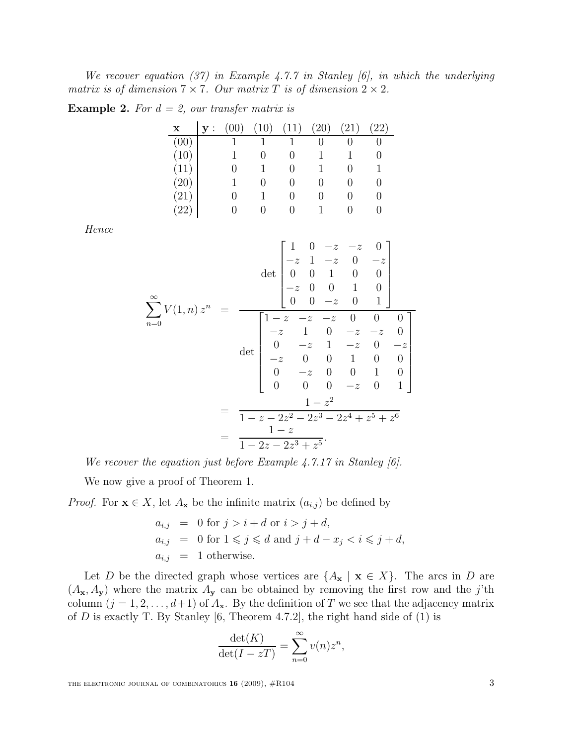*We recover equation (37) in Example 4.7.7 in Stanley [6], in which the underlying matrix is of dimension $7 \times 7$. Our matrix $T$ is of dimension $2 \times 2$.*

**Example 2.** *For $d = 2$, our transfer matrix is*

| $\mathbf{x}$ | $\mathbf{y}$ : (00) | (10) | (11) | (20) | (21) | (22) |
|---|---|---|---|---|---|---|
| (00) | 1 | 1 | 1 | 0 | 0 | 0 |
| (10) | 1 | 0 | 0 | 1 | 1 | 0 |
| (11) | 0 | 1 | 0 | 1 | 0 | 1 |
| (20) | 1 | 0 | 0 | 0 | 0 | 0 |
| (21) | 0 | 1 | 0 | 0 | 0 | 0 |
| (22) | 0 | 0 | 0 | 1 | 0 | 0 |

*Hence*

$$
\begin{aligned}
\sum_{n=0}^{\infty} V(1,n)\, z^n &= \frac{\det \begin{bmatrix} 1 & 0 & -z & -z & 0 \\ -z & 1 & -z & 0 & -z \\ 0 & 0 & 1 & 0 & 0 \\ -z & 0 & 0 & 1 & 0 \\ 0 & 0 & -z & 0 & 1 \end{bmatrix}}{\det \begin{bmatrix} 1-z & -z & -z & 0 & 0 & 0 \\ -z & 1 & 0 & -z & -z & 0 \\ 0 & -z & 1 & -z & 0 & -z \\ -z & 0 & 0 & 1 & 0 & 0 \\ 0 & -z & 0 & 0 & 1 & 0 \\ 0 & 0 & 0 & -z & 0 & 1 \end{bmatrix}} \\
&= \frac{1-z^2}{1-z-2z^2-2z^3-2z^4+z^5+z^6} \\
&= \frac{1-z}{1-2z-2z^3+z^5}.
\end{aligned}
$$

*We recover the equation just before Example 4.7.17 in Stanley [6].*

We now give a proof of Theorem 1.

*Proof.* For $\mathbf{x} \in X$, let $A_{\mathbf{x}}$ be the infinite matrix $(a_{i,j})$ be defined by

$$
\begin{aligned}
a_{i,j} &= 0 \text{ for } j > i+d \text{ or } i > j+d, \\
a_{i,j} &= 0 \text{ for } 1 \leqslant j \leqslant d \text{ and } j+d-x_j < i \leqslant j+d, \\
a_{i,j} &= 1 \text{ otherwise.}
\end{aligned}
$$

Let $D$ be the directed graph whose vertices are $\{A_{\mathbf{x}} \mid \mathbf{x} \in X\}$. The arcs in $D$ are $(A_{\mathbf{x}}, A_{\mathbf{y}})$ where the matrix $A_{\mathbf{y}}$ can be obtained by removing the first row and the $j$'th column ($j = 1, 2, \ldots, d+1$) of $A_{\mathbf{x}}$. By the definition of $T$ we see that the adjacency matrix of $D$ is exactly T. By Stanley [6, Theorem 4.7.2], the right hand side of (1) is

$$
\frac{\det(K)}{\det(I-zT)} = \sum_{n=0}^{\infty} v(n) z^n,
$$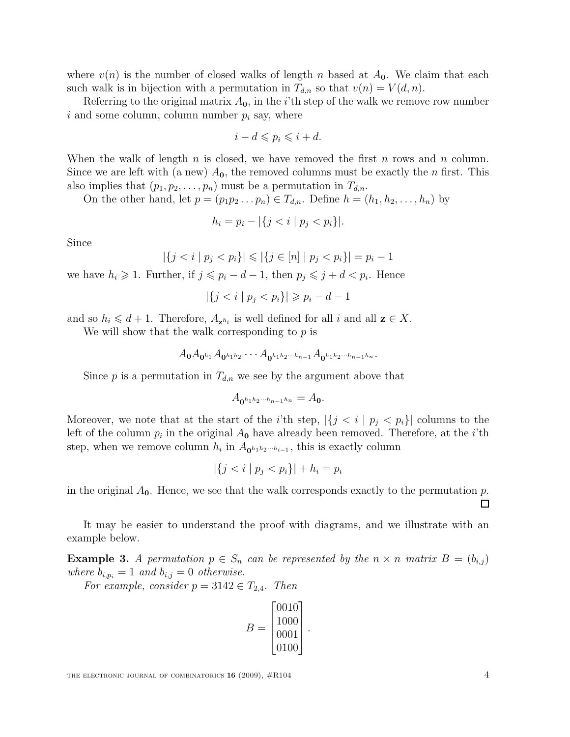where $v(n)$ is the number of closed walks of length $n$ based at $A_{\mathbf{0}}$. We claim that each such walk is in bijection with a permutation in $T_{d,n}$ so that $v(n) = V(d,n)$.

Referring to the original matrix $A_{\mathbf{0}}$, in the $i$'th step of the walk we remove row number $i$ and some column, column number $p_i$ say, where

$$i - d \leqslant p_i \leqslant i + d.$$

When the walk of length $n$ is closed, we have removed the first $n$ rows and $n$ column. Since we are left with (a new) $A_{\mathbf{0}}$, the removed columns must be exactly the $n$ first. This also implies that $(p_1, p_2, \ldots, p_n)$ must be a permutation in $T_{d,n}$.

On the other hand, let $p = (p_1 p_2 \ldots p_n) \in T_{d,n}$. Define $h = (h_1, h_2, \ldots, h_n)$ by

$$h_i = p_i - |\{j < i \mid p_j < p_i\}|.$$

Since

$$|\{j < i \mid p_j < p_i\}| \leqslant |\{j \in [n] \mid p_j < p_i\}| = p_i - 1$$

we have $h_i \geqslant 1$. Further, if $j \leqslant p_i - d - 1$, then $p_j \leqslant j + d < p_i$. Hence

$$|\{j < i \mid p_j < p_i\}| \geqslant p_i - d - 1$$

and so $h_i \leqslant d + 1$. Therefore, $A_{\mathbf{z}^{h_i}}$ is well defined for all $i$ and all $\mathbf{z} \in X$.

We will show that the walk corresponding to $p$ is

$$A_{\mathbf{0}} A_{\mathbf{0}^{h_1}} A_{\mathbf{0}^{h_1 h_2}} \cdots A_{\mathbf{0}^{h_1 h_2 \cdots h_{n-1}}} A_{\mathbf{0}^{h_1 h_2 \cdots h_{n-1} h_n}}.$$

Since $p$ is a permutation in $T_{d,n}$ we see by the argument above that

$$A_{\mathbf{0}^{h_1 h_2 \cdots h_{n-1} h_n}} = A_{\mathbf{0}}.$$

Moreover, we note that at the start of the $i$'th step, $|\{j < i \mid p_j < p_i\}|$ columns to the left of the column $p_i$ in the original $A_{\mathbf{0}}$ have already been removed. Therefore, at the $i$'th step, when we remove column $h_i$ in $A_{\mathbf{0}^{h_1 h_2 \cdots h_{i-1}}}$, this is exactly column

$$|\{j < i \mid p_j < p_i\}| + h_i = p_i$$

in the original $A_{\mathbf{0}}$. Hence, we see that the walk corresponds exactly to the permutation $p$. □

It may be easier to understand the proof with diagrams, and we illustrate with an example below.

**Example 3.** *A permutation $p \in S_n$ can be represented by the $n \times n$ matrix $B = (b_{i,j})$ where $b_{i,p_i} = 1$ and $b_{i,j} = 0$ otherwise.*

*For example, consider $p = 3142 \in T_{2,4}$. Then*

$$B = \begin{bmatrix} 0010 \\ 1000 \\ 0001 \\ 0100 \end{bmatrix}.$$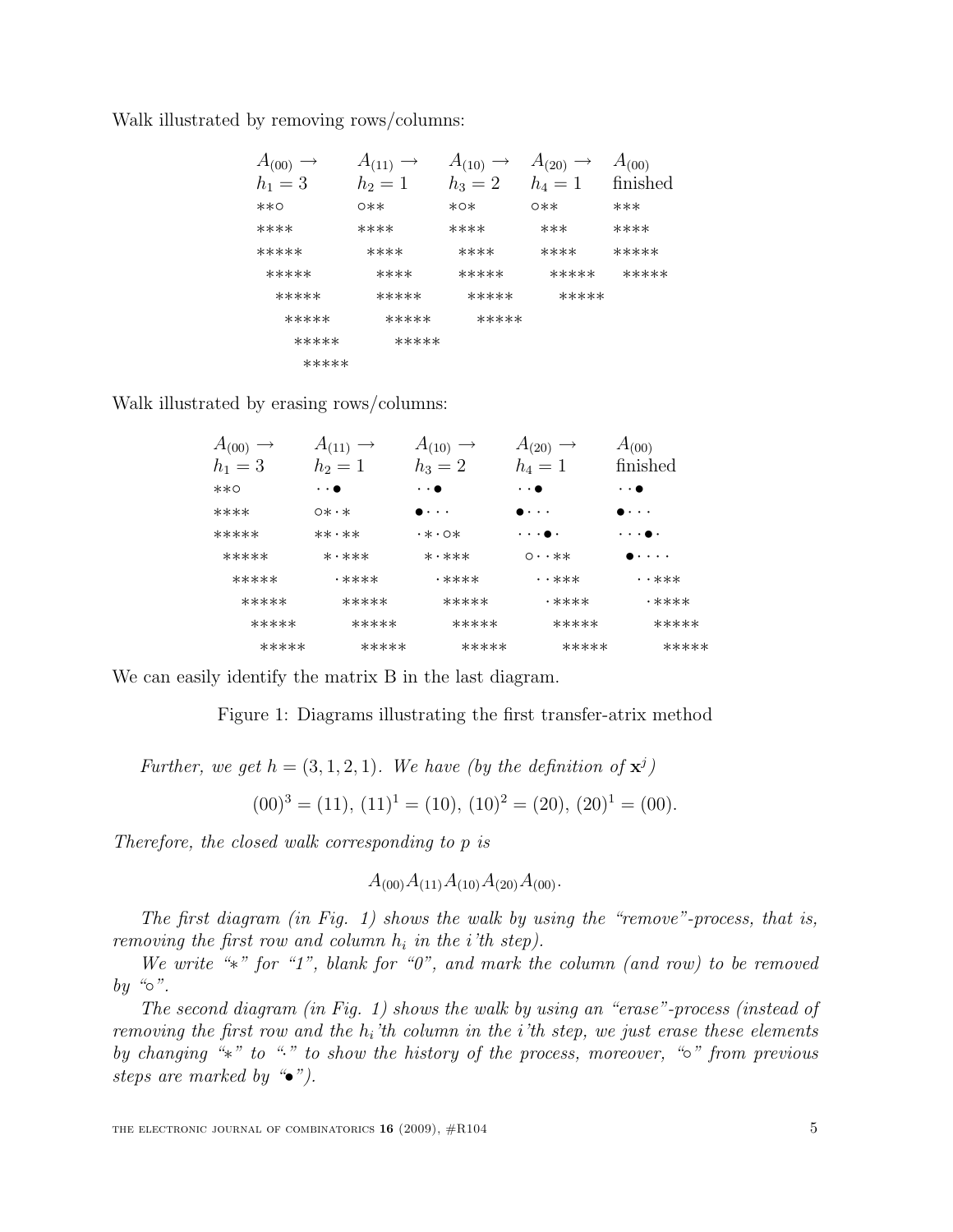Walk illustrated by removing rows/columns:

```
A(00) →      A(11) →     A(10) →    A(20) →    A(00)
h1 = 3       h2 = 1      h3 = 2     h4 = 1     finished
**○          ○**         *○*        ○**        ***
****         ****        ****        ***       ****
*****         ****        ****       ****      *****
 *****         ****       *****       *****     *****
  *****        *****       *****       *****
   *****        *****       *****
    *****        *****
     *****
```

Walk illustrated by erasing rows/columns:

```
A(00) →      A(11) →      A(10) →      A(20) →      A(00)
h1 = 3       h2 = 1       h3 = 2       h4 = 1       finished
**○          ··●          ··●          ··●          ··●
****         ○*·*         ●···         ●···         ●···
*****        **·**        ·*·○*        ···●·        ···●·
 *****        *·***        *·***        ○··**        ●····
  *****        ·****        ·****        ··***        ··***
   *****        *****        *****        ·****        ·****
    *****        *****        *****        *****        *****
     *****        *****        *****        *****        *****
```

We can easily identify the matrix B in the last diagram.

Figure 1: Diagrams illustrating the first transfer-atrix method

*Further, we get $h = (3, 1, 2, 1)$. We have (by the definition of $\mathbf{x}^j$)*

$$(00)^3 = (11),\ (11)^1 = (10),\ (10)^2 = (20),\ (20)^1 = (00).$$

*Therefore, the closed walk corresponding to $p$ is*

$$A_{(00)}A_{(11)}A_{(10)}A_{(20)}A_{(00)}.$$

*The first diagram (in Fig. 1) shows the walk by using the "remove"-process, that is, removing the first row and column $h_i$ in the $i$'th step).*

*We write "$*$" for "1", blank for "0", and mark the column (and row) to be removed by "$\circ$".*

*The second diagram (in Fig. 1) shows the walk by using an "erase"-process (instead of removing the first row and the $h_i$'th column in the $i$'th step, we just erase these elements by changing "$*$" to "$\cdot$" to show the history of the process, moreover, "$\circ$" from previous steps are marked by "$\bullet$").*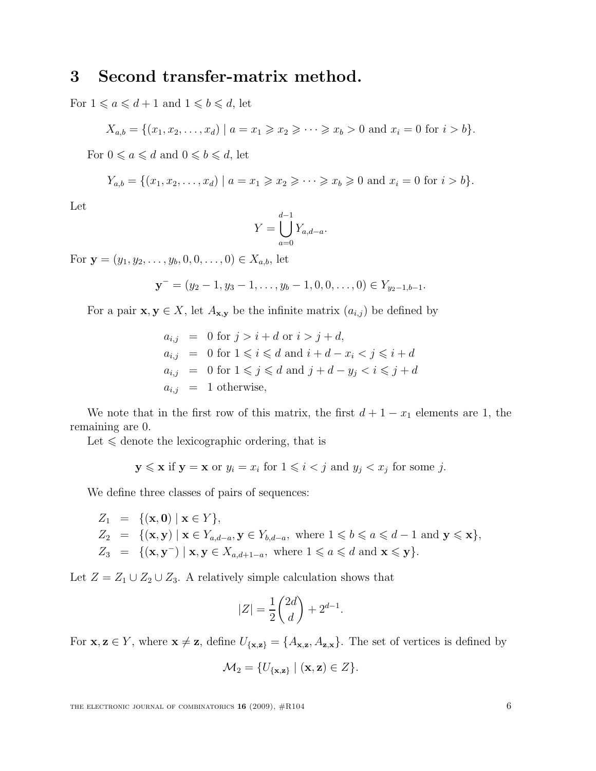## 3 Second transfer-matrix method.

For $1 \leqslant a \leqslant d+1$ and $1 \leqslant b \leqslant d$, let

$$X_{a,b} = \{(x_1, x_2, \ldots, x_d) \mid a = x_1 \geqslant x_2 \geqslant \cdots \geqslant x_b > 0 \text{ and } x_i = 0 \text{ for } i > b\}.$$

For $0 \leqslant a \leqslant d$ and $0 \leqslant b \leqslant d$, let

$$Y_{a,b} = \{(x_1, x_2, \ldots, x_d) \mid a = x_1 \geqslant x_2 \geqslant \cdots \geqslant x_b \geqslant 0 \text{ and } x_i = 0 \text{ for } i > b\}.$$

Let

$$Y = \bigcup_{a=0}^{d-1} Y_{a,d-a}.$$

For $\mathbf{y} = (y_1, y_2, \ldots, y_b, 0, 0, \ldots, 0) \in X_{a,b}$, let

$$\mathbf{y}^- = (y_2 - 1, y_3 - 1, \ldots, y_b - 1, 0, 0, \ldots, 0) \in Y_{y_2-1,b-1}.$$

For a pair $\mathbf{x}, \mathbf{y} \in X$, let $A_{\mathbf{x},\mathbf{y}}$ be the infinite matrix $(a_{i,j})$ be defined by

$$\begin{aligned}
a_{i,j} &= 0 \text{ for } j > i + d \text{ or } i > j + d, \\
a_{i,j} &= 0 \text{ for } 1 \leqslant i \leqslant d \text{ and } i + d - x_i < j \leqslant i + d \\
a_{i,j} &= 0 \text{ for } 1 \leqslant j \leqslant d \text{ and } j + d - y_j < i \leqslant j + d \\
a_{i,j} &= 1 \text{ otherwise,}
\end{aligned}$$

We note that in the first row of this matrix, the first $d + 1 - x_1$ elements are 1, the remaining are 0.

Let $\leqslant$ denote the lexicographic ordering, that is

$$\mathbf{y} \leqslant \mathbf{x} \text{ if } \mathbf{y} = \mathbf{x} \text{ or } y_i = x_i \text{ for } 1 \leqslant i < j \text{ and } y_j < x_j \text{ for some } j.$$

We define three classes of pairs of sequences:

$$\begin{aligned}
Z_1 &= \{(\mathbf{x}, \mathbf{0}) \mid \mathbf{x} \in Y\}, \\
Z_2 &= \{(\mathbf{x}, \mathbf{y}) \mid \mathbf{x} \in Y_{a,d-a}, \mathbf{y} \in Y_{b,d-a}, \text{ where } 1 \leqslant b \leqslant a \leqslant d-1 \text{ and } \mathbf{y} \leqslant \mathbf{x}\}, \\
Z_3 &= \{(\mathbf{x}, \mathbf{y}^-) \mid \mathbf{x}, \mathbf{y} \in X_{a,d+1-a}, \text{ where } 1 \leqslant a \leqslant d \text{ and } \mathbf{x} \leqslant \mathbf{y}\}.
\end{aligned}$$

Let $Z = Z_1 \cup Z_2 \cup Z_3$. A relatively simple calculation shows that

$$|Z| = \frac{1}{2}\binom{2d}{d} + 2^{d-1}.$$

For $\mathbf{x}, \mathbf{z} \in Y$, where $\mathbf{x} \neq \mathbf{z}$, define $U_{\{\mathbf{x},\mathbf{z}\}} = \{A_{\mathbf{x},\mathbf{z}}, A_{\mathbf{z},\mathbf{x}}\}$. The set of vertices is defined by

$$\mathcal{M}_2 = \{U_{\{\mathbf{x},\mathbf{z}\}} \mid (\mathbf{x}, \mathbf{z}) \in Z\}.$$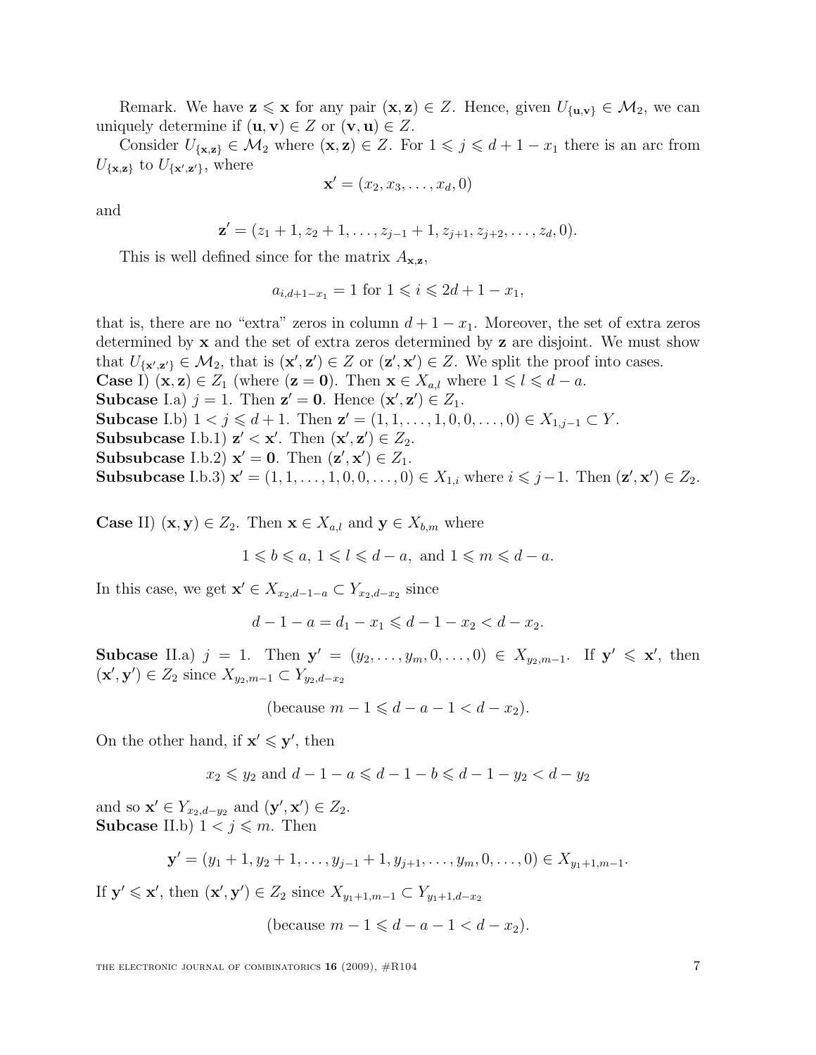Remark. We have $\mathbf{z} \leqslant \mathbf{x}$ for any pair $(\mathbf{x}, \mathbf{z}) \in Z$. Hence, given $U_{\{\mathbf{u},\mathbf{v}\}} \in \mathcal{M}_2$, we can uniquely determine if $(\mathbf{u}, \mathbf{v}) \in Z$ or $(\mathbf{v}, \mathbf{u}) \in Z$.

Consider $U_{\{\mathbf{x},\mathbf{z}\}} \in \mathcal{M}_2$ where $(\mathbf{x}, \mathbf{z}) \in Z$. For $1 \leqslant j \leqslant d + 1 - x_1$ there is an arc from $U_{\{\mathbf{x},\mathbf{z}\}}$ to $U_{\{\mathbf{x}',\mathbf{z}'\}}$, where

$$\mathbf{x}' = (x_2, x_3, \ldots, x_d, 0)$$

and

$$\mathbf{z}' = (z_1 + 1, z_2 + 1, \ldots, z_{j-1} + 1, z_{j+1}, z_{j+2}, \ldots, z_d, 0).$$

This is well defined since for the matrix $A_{\mathbf{x},\mathbf{z}}$,

$$a_{i,d+1-x_1} = 1 \text{ for } 1 \leqslant i \leqslant 2d + 1 - x_1,$$

that is, there are no "extra" zeros in column $d + 1 - x_1$. Moreover, the set of extra zeros determined by $\mathbf{x}$ and the set of extra zeros determined by $\mathbf{z}$ are disjoint. We must show that $U_{\{\mathbf{x}',\mathbf{z}'\}} \in \mathcal{M}_2$, that is $(\mathbf{x}', \mathbf{z}') \in Z$ or $(\mathbf{z}', \mathbf{x}') \in Z$. We split the proof into cases.

**Case** I) $(\mathbf{x}, \mathbf{z}) \in Z_1$ (where $(\mathbf{z} = \mathbf{0})$. Then $\mathbf{x} \in X_{a,l}$ where $1 \leqslant l \leqslant d - a$.

**Subcase** I.a) $j = 1$. Then $\mathbf{z}' = \mathbf{0}$. Hence $(\mathbf{x}', \mathbf{z}') \in Z_1$.

**Subcase** I.b) $1 < j \leqslant d + 1$. Then $\mathbf{z}' = (1, 1, \ldots, 1, 0, 0, \ldots, 0) \in X_{1,j-1} \subset Y$.

**Subsubcase** I.b.1) $\mathbf{z}' < \mathbf{x}'$. Then $(\mathbf{x}', \mathbf{z}') \in Z_2$.

**Subsubcase** I.b.2) $\mathbf{x}' = \mathbf{0}$. Then $(\mathbf{z}', \mathbf{x}') \in Z_1$.

**Subsubcase** I.b.3) $\mathbf{x}' = (1, 1, \ldots, 1, 0, 0, \ldots, 0) \in X_{1,i}$ where $i \leqslant j-1$. Then $(\mathbf{z}', \mathbf{x}') \in Z_2$.

**Case** II) $(\mathbf{x}, \mathbf{y}) \in Z_2$. Then $\mathbf{x} \in X_{a,l}$ and $\mathbf{y} \in X_{b,m}$ where

$$1 \leqslant b \leqslant a, \; 1 \leqslant l \leqslant d - a, \text{ and } 1 \leqslant m \leqslant d - a.$$

In this case, we get $\mathbf{x}' \in X_{x_2,d-1-a} \subset Y_{x_2,d-x_2}$ since

$$d - 1 - a = d_1 - x_1 \leqslant d - 1 - x_2 < d - x_2.$$

**Subcase** II.a) $j = 1$. Then $\mathbf{y}' = (y_2, \ldots, y_m, 0, \ldots, 0) \in X_{y_2,m-1}$. If $\mathbf{y}' \leqslant \mathbf{x}'$, then $(\mathbf{x}', \mathbf{y}') \in Z_2$ since $X_{y_2,m-1} \subset Y_{y_2,d-x_2}$

$$(\text{because } m - 1 \leqslant d - a - 1 < d - x_2).$$

On the other hand, if $\mathbf{x}' \leqslant \mathbf{y}'$, then

$$x_2 \leqslant y_2 \text{ and } d - 1 - a \leqslant d - 1 - b \leqslant d - 1 - y_2 < d - y_2$$

and so $\mathbf{x}' \in Y_{x_2,d-y_2}$ and $(\mathbf{y}', \mathbf{x}') \in Z_2$.

**Subcase** II.b) $1 < j \leqslant m$. Then

$$\mathbf{y}' = (y_1 + 1, y_2 + 1, \ldots, y_{j-1} + 1, y_{j+1}, \ldots, y_m, 0, \ldots, 0) \in X_{y_1+1,m-1}.$$

If $\mathbf{y}' \leqslant \mathbf{x}'$, then $(\mathbf{x}', \mathbf{y}') \in Z_2$ since $X_{y_1+1,m-1} \subset Y_{y_1+1,d-x_2}$

$$(\text{because } m - 1 \leqslant d - a - 1 < d - x_2).$$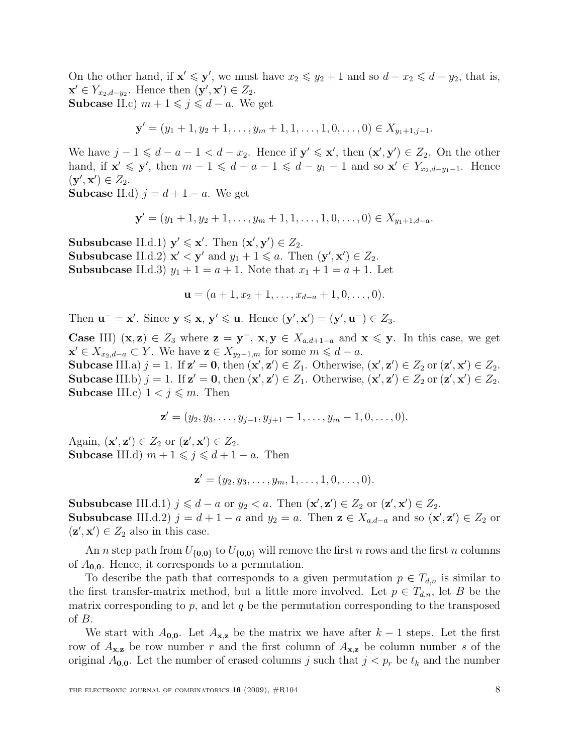On the other hand, if $\mathbf{x}' \leqslant \mathbf{y}'$, we must have $x_2 \leqslant y_2 + 1$ and so $d - x_2 \leqslant d - y_2$, that is, $\mathbf{x}' \in Y_{x_2, d-y_2}$. Hence then $(\mathbf{y}', \mathbf{x}') \in Z_2$.

**Subcase** II.c) $m + 1 \leqslant j \leqslant d - a$. We get

$$\mathbf{y}' = (y_1 + 1, y_2 + 1, \ldots, y_m + 1, 1, \ldots, 1, 0, \ldots, 0) \in X_{y_1+1, j-1}.$$

We have $j - 1 \leqslant d - a - 1 < d - x_2$. Hence if $\mathbf{y}' \leqslant \mathbf{x}'$, then $(\mathbf{x}', \mathbf{y}') \in Z_2$. On the other hand, if $\mathbf{x}' \leqslant \mathbf{y}'$, then $m - 1 \leqslant d - a - 1 \leqslant d - y_1 - 1$ and so $\mathbf{x}' \in Y_{x_2, d-y_1-1}$. Hence $(\mathbf{y}', \mathbf{x}') \in Z_2$.

**Subcase** II.d) $j = d + 1 - a$. We get

$$\mathbf{y}' = (y_1 + 1, y_2 + 1, \ldots, y_m + 1, 1, \ldots, 1, 0, \ldots, 0) \in X_{y_1+1, d-a}.$$

**Subsubcase** II.d.1) $\mathbf{y}' \leqslant \mathbf{x}'$. Then $(\mathbf{x}', \mathbf{y}') \in Z_2$.

**Subsubcase** II.d.2) $\mathbf{x}' < \mathbf{y}'$ and $y_1 + 1 \leqslant a$. Then $(\mathbf{y}', \mathbf{x}') \in Z_2$.

**Subsubcase** II.d.3) $y_1 + 1 = a + 1$. Note that $x_1 + 1 = a + 1$. Let

$$\mathbf{u} = (a + 1, x_2 + 1, \ldots, x_{d-a} + 1, 0, \ldots, 0).$$

Then $\mathbf{u}^- = \mathbf{x}'$. Since $\mathbf{y} \leqslant \mathbf{x}$, $\mathbf{y}' \leqslant \mathbf{u}$. Hence $(\mathbf{y}', \mathbf{x}') = (\mathbf{y}', \mathbf{u}^-) \in Z_3$.

**Case** III) $(\mathbf{x}, \mathbf{z}) \in Z_3$ where $\mathbf{z} = \mathbf{y}^-$, $\mathbf{x}, \mathbf{y} \in X_{a, d+1-a}$ and $\mathbf{x} \leqslant \mathbf{y}$. In this case, we get $\mathbf{x}' \in X_{x_2, d-a} \subset Y$. We have $\mathbf{z} \in X_{y_2-1, m}$ for some $m \leqslant d - a$.

**Subcase** III.a) $j = 1$. If $\mathbf{z}' = \mathbf{0}$, then $(\mathbf{x}', \mathbf{z}') \in Z_1$. Otherwise, $(\mathbf{x}', \mathbf{z}') \in Z_2$ or $(\mathbf{z}', \mathbf{x}') \in Z_2$.

**Subcase** III.b) $j = 1$. If $\mathbf{z}' = \mathbf{0}$, then $(\mathbf{x}', \mathbf{z}') \in Z_1$. Otherwise, $(\mathbf{x}', \mathbf{z}') \in Z_2$ or $(\mathbf{z}', \mathbf{x}') \in Z_2$.

**Subcase** III.c) $1 < j \leqslant m$. Then

$$\mathbf{z}' = (y_2, y_3, \ldots, y_{j-1}, y_{j+1} - 1, \ldots, y_m - 1, 0, \ldots, 0).$$

Again, $(\mathbf{x}', \mathbf{z}') \in Z_2$ or $(\mathbf{z}', \mathbf{x}') \in Z_2$.

**Subcase** III.d) $m + 1 \leqslant j \leqslant d + 1 - a$. Then

$$\mathbf{z}' = (y_2, y_3, \ldots, y_m, 1, \ldots, 1, 0, \ldots, 0).$$

**Subsubcase** III.d.1) $j \leqslant d - a$ or $y_2 < a$. Then $(\mathbf{x}', \mathbf{z}') \in Z_2$ or $(\mathbf{z}', \mathbf{x}') \in Z_2$.

**Subsubcase** III.d.2) $j = d + 1 - a$ and $y_2 = a$. Then $\mathbf{z} \in X_{a, d-a}$ and so $(\mathbf{x}', \mathbf{z}') \in Z_2$ or $(\mathbf{z}', \mathbf{x}') \in Z_2$ also in this case.

An $n$ step path from $U_{\{\mathbf{0},\mathbf{0}\}}$ to $U_{\{\mathbf{0},\mathbf{0}\}}$ will remove the first $n$ rows and the first $n$ columns of $A_{\mathbf{0},\mathbf{0}}$. Hence, it corresponds to a permutation.

To describe the path that corresponds to a given permutation $p \in T_{d,n}$ is similar to the first transfer-matrix method, but a little more involved. Let $p \in T_{d,n}$, let $B$ be the matrix corresponding to $p$, and let $q$ be the permutation corresponding to the transposed of $B$.

We start with $A_{\mathbf{0},\mathbf{0}}$. Let $A_{\mathbf{x},\mathbf{z}}$ be the matrix we have after $k - 1$ steps. Let the first row of $A_{\mathbf{x},\mathbf{z}}$ be row number $r$ and the first column of $A_{\mathbf{x},\mathbf{z}}$ be column number $s$ of the original $A_{\mathbf{0},\mathbf{0}}$. Let the number of erased columns $j$ such that $j < p_r$ be $t_k$ and the number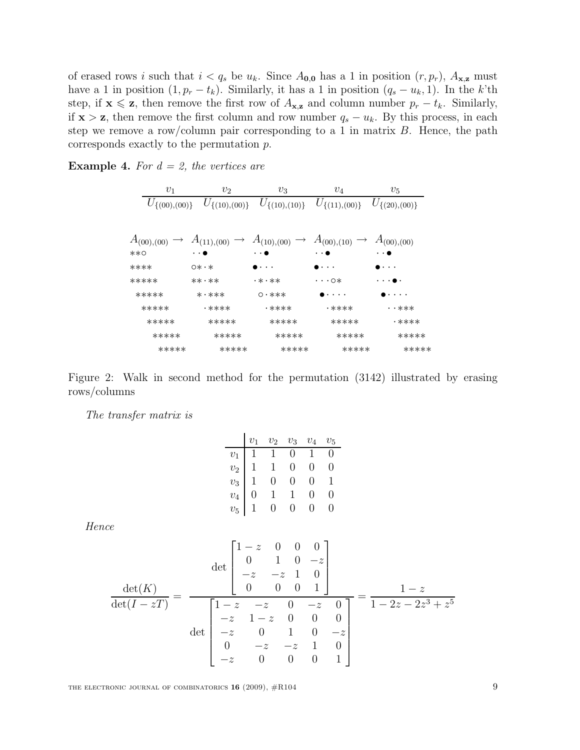of erased rows $i$ such that $i < q_s$ be $u_k$. Since $A_{\mathbf{0},\mathbf{0}}$ has a 1 in position $(r, p_r)$, $A_{\mathbf{x},\mathbf{z}}$ must have a 1 in position $(1, p_r - t_k)$. Similarly, it has a 1 in position $(q_s - u_k, 1)$. In the $k$'th step, if $\mathbf{x} \leqslant \mathbf{z}$, then remove the first row of $A_{\mathbf{x},\mathbf{z}}$ and column number $p_r - t_k$. Similarly, if $\mathbf{x} > \mathbf{z}$, then remove the first column and row number $q_s - u_k$. By this process, in each step we remove a row/column pair corresponding to a 1 in matrix $B$. Hence, the path corresponds exactly to the permutation $p$.

**Example 4.** *For $d = 2$, the vertices are*

| $v_1$ | $v_2$ | $v_3$ | $v_4$ | $v_5$ |
|---|---|---|---|---|
| $U_{\{(00),(00)\}}$ | $U_{\{(10),(00)\}}$ | $U_{\{(10),(10)\}}$ | $U_{\{(11),(00)\}}$ | $U_{\{(20),(00)\}}$ |

| $A_{(00),(00)} \rightarrow$ | $A_{(11),(00)} \rightarrow$ | $A_{(10),(00)} \rightarrow$ | $A_{(00),(10)} \rightarrow$ | $A_{(00),(00)}$ |
|---|---|---|---|---|
| ∗∗○ | ··● | ··● | ··● | ··● |
| ∗∗∗∗ | ○∗·∗ | ●··· | ●··· | ●··· |
| ∗∗∗∗∗ | ∗∗·∗∗ | ·∗·∗∗ | ···○∗ | ···●· |
| ∗∗∗∗∗ | ∗·∗∗∗ | ○·∗∗∗ | ●···· | ●···· |
| ∗∗∗∗∗ | ·∗∗∗∗ | ·∗∗∗∗ | ·∗∗∗∗ | ··∗∗∗ |
| ∗∗∗∗∗ | ∗∗∗∗∗ | ∗∗∗∗∗ | ∗∗∗∗∗ | ·∗∗∗∗ |
| ∗∗∗∗∗ | ∗∗∗∗∗ | ∗∗∗∗∗ | ∗∗∗∗∗ | ∗∗∗∗∗ |
| ∗∗∗∗∗ | ∗∗∗∗∗ | ∗∗∗∗∗ | ∗∗∗∗∗ | ∗∗∗∗∗ |

Figure 2: Walk in second method for the permutation (3142) illustrated by erasing rows/columns

*The transfer matrix is*

| | $v_1$ | $v_2$ | $v_3$ | $v_4$ | $v_5$ |
|---|---|---|---|---|---|
| $v_1$ | 1 | 1 | 0 | 1 | 0 |
| $v_2$ | 1 | 1 | 0 | 0 | 0 |
| $v_3$ | 1 | 0 | 0 | 0 | 1 |
| $v_4$ | 0 | 1 | 1 | 0 | 0 |
| $v_5$ | 1 | 0 | 0 | 0 | 0 |

*Hence*

$$\frac{\det(K)}{\det(I - zT)} = \frac{\det \begin{bmatrix} 1-z & 0 & 0 & 0 \\ 0 & 1 & 0 & -z \\ -z & -z & 1 & 0 \\ 0 & 0 & 0 & 1 \end{bmatrix}}{\det \begin{bmatrix} 1-z & -z & 0 & -z & 0 \\ -z & 1-z & 0 & 0 & 0 \\ -z & 0 & 1 & 0 & -z \\ 0 & -z & -z & 1 & 0 \\ -z & 0 & 0 & 0 & 1 \end{bmatrix}} = \frac{1-z}{1 - 2z - 2z^3 + z^5}$$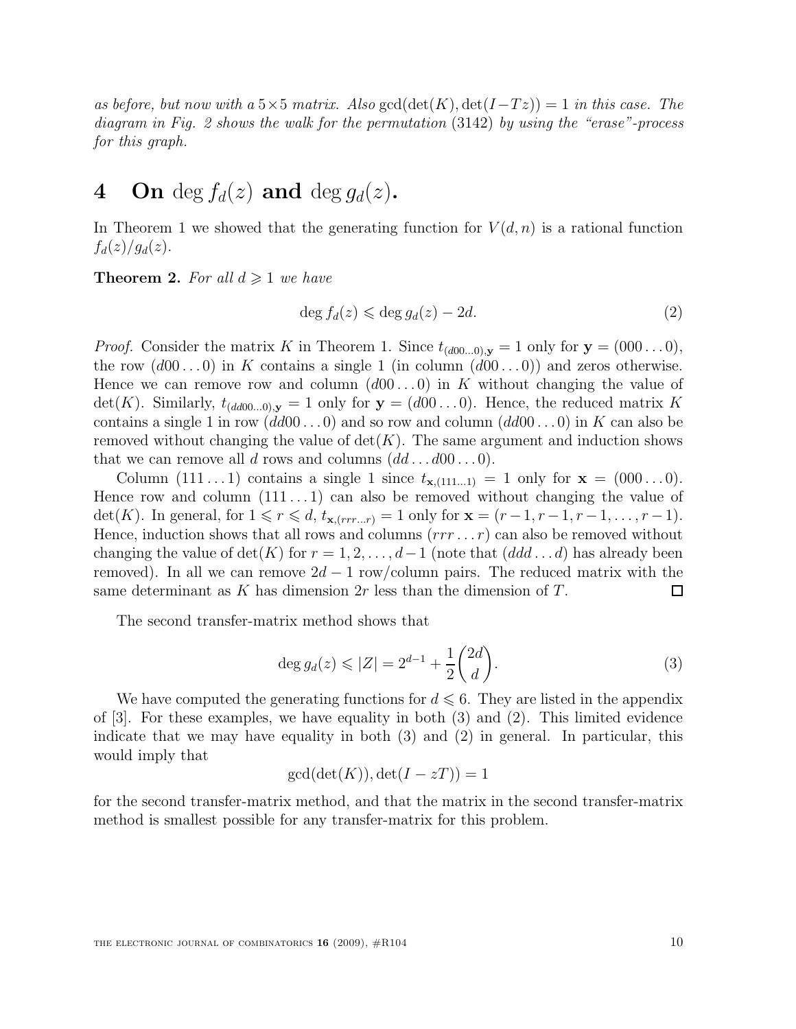*as before, but now with a $5 \times 5$ matrix. Also $\gcd(\det(K), \det(I - Tz)) = 1$ in this case. The diagram in Fig. 2 shows the walk for the permutation (3142) by using the "erase"-process for this graph.*

# 4 On $\deg f_d(z)$ and $\deg g_d(z)$.

In Theorem 1 we showed that the generating function for $V(d, n)$ is a rational function $f_d(z)/g_d(z)$.

**Theorem 2.** *For all $d \geqslant 1$ we have*

$$\deg f_d(z) \leqslant \deg g_d(z) - 2d. \tag{2}$$

*Proof.* Consider the matrix $K$ in Theorem 1. Since $t_{(d00\ldots0),\mathbf{y}} = 1$ only for $\mathbf{y} = (000\ldots0)$, the row $(d00\ldots0)$ in $K$ contains a single 1 (in column $(d00\ldots0)$) and zeros otherwise. Hence we can remove row and column $(d00\ldots0)$ in $K$ without changing the value of $\det(K)$. Similarly, $t_{(dd00\ldots0),\mathbf{y}} = 1$ only for $\mathbf{y} = (d00\ldots0)$. Hence, the reduced matrix $K$ contains a single 1 in row $(dd00\ldots0)$ and so row and column $(dd00\ldots0)$ in $K$ can also be removed without changing the value of $\det(K)$. The same argument and induction shows that we can remove all $d$ rows and columns $(dd\ldots d00\ldots0)$.

Column $(111\ldots1)$ contains a single 1 since $t_{\mathbf{x},(111\ldots1)} = 1$ only for $\mathbf{x} = (000\ldots0)$. Hence row and column $(111\ldots1)$ can also be removed without changing the value of $\det(K)$. In general, for $1 \leqslant r \leqslant d$, $t_{\mathbf{x},(rrr\ldots r)} = 1$ only for $\mathbf{x} = (r-1, r-1, r-1, \ldots, r-1)$. Hence, induction shows that all rows and columns $(rrr\ldots r)$ can also be removed without changing the value of $\det(K)$ for $r = 1, 2, \ldots, d-1$ (note that $(ddd\ldots d)$ has already been removed). In all we can remove $2d - 1$ row/column pairs. The reduced matrix with the same determinant as $K$ has dimension $2r$ less than the dimension of $T$. $\square$

The second transfer-matrix method shows that

$$\deg g_d(z) \leqslant |Z| = 2^{d-1} + \frac{1}{2}\binom{2d}{d}. \tag{3}$$

We have computed the generating functions for $d \leqslant 6$. They are listed in the appendix of [3]. For these examples, we have equality in both (3) and (2). This limited evidence indicate that we may have equality in both (3) and (2) in general. In particular, this would imply that

$$\gcd(\det(K)), \det(I - zT)) = 1$$

for the second transfer-matrix method, and that the matrix in the second transfer-matrix method is smallest possible for any transfer-matrix for this problem.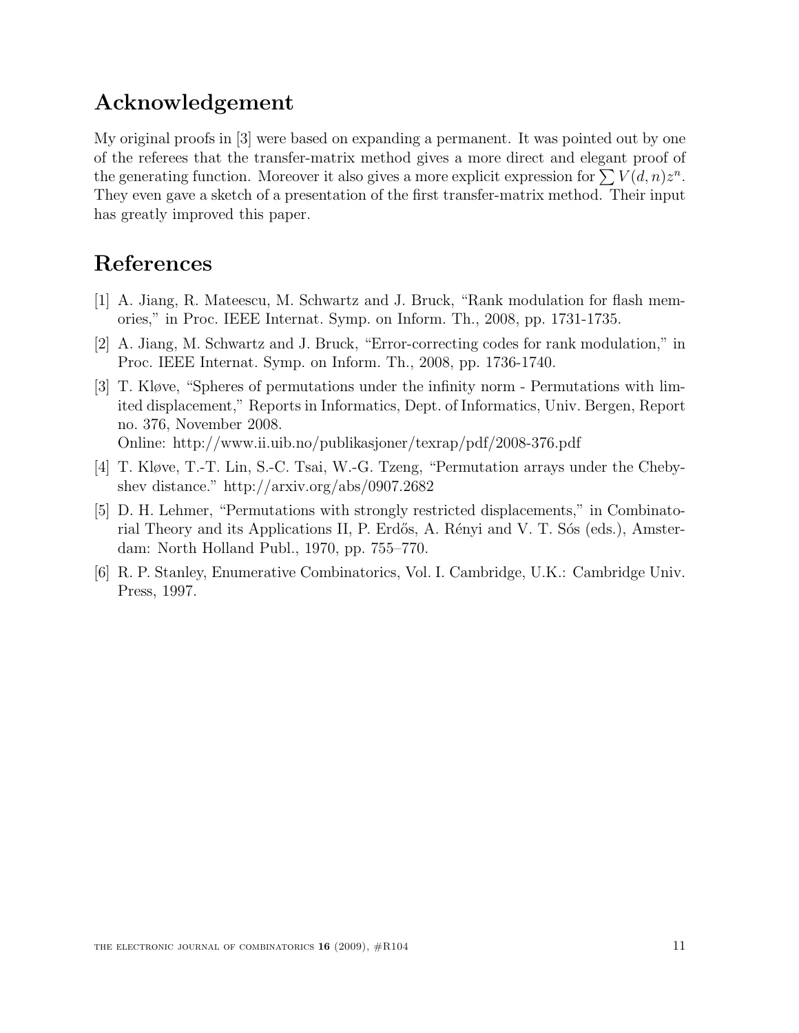## Acknowledgement

My original proofs in [3] were based on expanding a permanent. It was pointed out by one of the referees that the transfer-matrix method gives a more direct and elegant proof of the generating function. Moreover it also gives a more explicit expression for $\sum V(d,n)z^n$. They even gave a sketch of a presentation of the first transfer-matrix method. Their input has greatly improved this paper.

## References

[1] A. Jiang, R. Mateescu, M. Schwartz and J. Bruck, "Rank modulation for flash memories," in Proc. IEEE Internat. Symp. on Inform. Th., 2008, pp. 1731-1735.

[2] A. Jiang, M. Schwartz and J. Bruck, "Error-correcting codes for rank modulation," in Proc. IEEE Internat. Symp. on Inform. Th., 2008, pp. 1736-1740.

[3] T. Kløve, "Spheres of permutations under the infinity norm - Permutations with limited displacement," Reports in Informatics, Dept. of Informatics, Univ. Bergen, Report no. 376, November 2008.
Online: http://www.ii.uib.no/publikasjoner/texrap/pdf/2008-376.pdf

[4] T. Kløve, T.-T. Lin, S.-C. Tsai, W.-G. Tzeng, "Permutation arrays under the Chebyshev distance." http://arxiv.org/abs/0907.2682

[5] D. H. Lehmer, "Permutations with strongly restricted displacements," in Combinatorial Theory and its Applications II, P. Erdős, A. Rényi and V. T. Sós (eds.), Amsterdam: North Holland Publ., 1970, pp. 755–770.

[6] R. P. Stanley, Enumerative Combinatorics, Vol. I. Cambridge, U.K.: Cambridge Univ. Press, 1997.